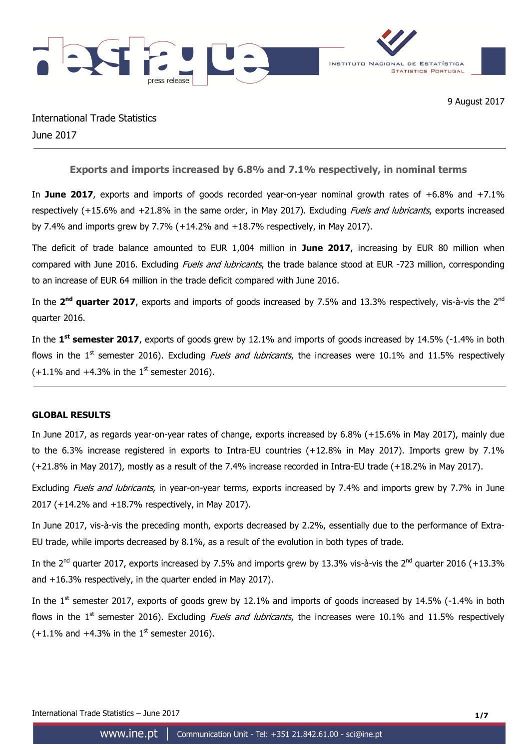9 August 2017

International Trade Statistics
June 2017

## Exports and imports increased by 6.8% and 7.1% respectively, in nominal terms

In **June 2017**, exports and imports of goods recorded year-on-year nominal growth rates of +6.8% and +7.1% respectively (+15.6% and +21.8% in the same order, in May 2017). Excluding *Fuels and lubricants*, exports increased by 7.4% and imports grew by 7.7% (+14.2% and +18.7% respectively, in May 2017).

The deficit of trade balance amounted to EUR 1,004 million in **June 2017**, increasing by EUR 80 million when compared with June 2016. Excluding *Fuels and lubricants*, the trade balance stood at EUR -723 million, corresponding to an increase of EUR 64 million in the trade deficit compared with June 2016.

In the **2nd quarter 2017**, exports and imports of goods increased by 7.5% and 13.3% respectively, vis-à-vis the 2nd quarter 2016.

In the **1st semester 2017**, exports of goods grew by 12.1% and imports of goods increased by 14.5% (-1.4% in both flows in the 1st semester 2016). Excluding *Fuels and lubricants*, the increases were 10.1% and 11.5% respectively (+1.1% and +4.3% in the 1st semester 2016).

### GLOBAL RESULTS

In June 2017, as regards year-on-year rates of change, exports increased by 6.8% (+15.6% in May 2017), mainly due to the 6.3% increase registered in exports to Intra-EU countries (+12.8% in May 2017). Imports grew by 7.1% (+21.8% in May 2017), mostly as a result of the 7.4% increase recorded in Intra-EU trade (+18.2% in May 2017).

Excluding *Fuels and lubricants*, in year-on-year terms, exports increased by 7.4% and imports grew by 7.7% in June 2017 (+14.2% and +18.7% respectively, in May 2017).

In June 2017, vis-à-vis the preceding month, exports decreased by 2.2%, essentially due to the performance of Extra-EU trade, while imports decreased by 8.1%, as a result of the evolution in both types of trade.

In the 2nd quarter 2017, exports increased by 7.5% and imports grew by 13.3% vis-à-vis the 2nd quarter 2016 (+13.3% and +16.3% respectively, in the quarter ended in May 2017).

In the 1st semester 2017, exports of goods grew by 12.1% and imports of goods increased by 14.5% (-1.4% in both flows in the 1st semester 2016). Excluding *Fuels and lubricants*, the increases were 10.1% and 11.5% respectively (+1.1% and +4.3% in the 1st semester 2016).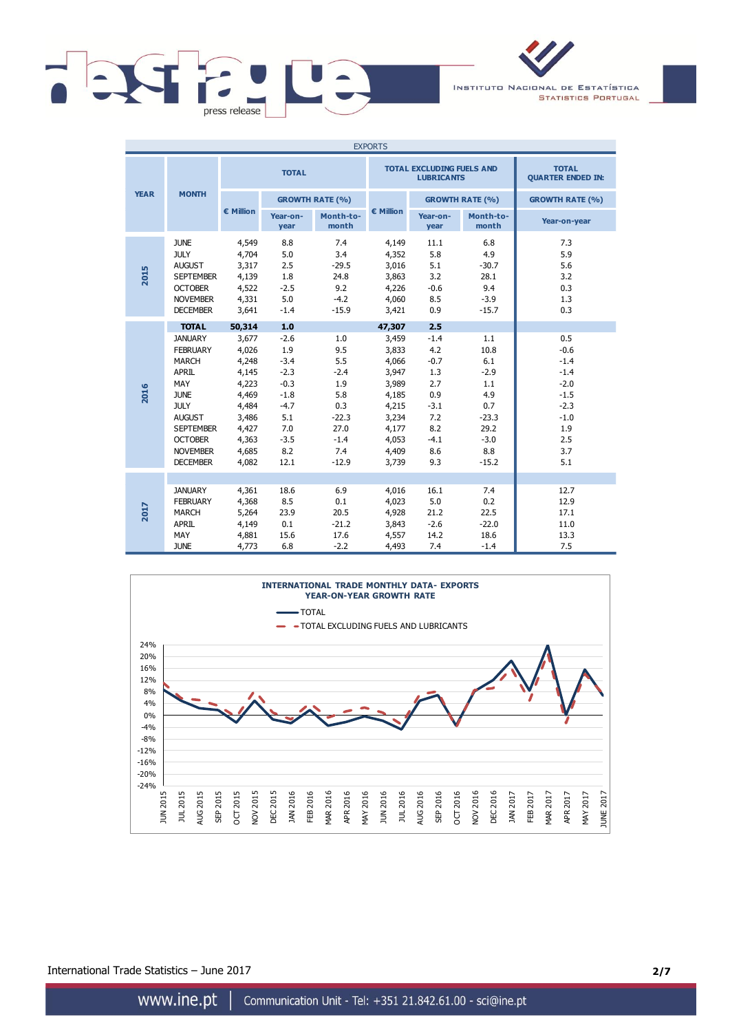EXPORTS

| YEAR | MONTH | TOTAL | | | TOTAL EXCLUDING FUELS AND LUBRICANTS | | | TOTAL QUARTER ENDED IN: |
|---|---|---|---|---|---|---|---|---|
| | | € Million | GROWTH RATE (%) | | € Million | GROWTH RATE (%) | | GROWTH RATE (%) |
| | | | Year-on-year | Month-to-month | | Year-on-year | Month-to-month | Year-on-year |
| 2015 | JUNE | 4,549 | 8.8 | 7.4 | 4,149 | 11.1 | 6.8 | 7.3 |
| | JULY | 4,704 | 5.0 | 3.4 | 4,352 | 5.8 | 4.9 | 5.9 |
| | AUGUST | 3,317 | 2.5 | -29.5 | 3,016 | 5.1 | -30.7 | 5.6 |
| | SEPTEMBER | 4,139 | 1.8 | 24.8 | 3,863 | 3.2 | 28.1 | 3.2 |
| | OCTOBER | 4,522 | -2.5 | 9.2 | 4,226 | -0.6 | 9.4 | 0.3 |
| | NOVEMBER | 4,331 | 5.0 | -4.2 | 4,060 | 8.5 | -3.9 | 1.3 |
| | DECEMBER | 3,641 | -1.4 | -15.9 | 3,421 | 0.9 | -15.7 | 0.3 |
| 2016 | **TOTAL** | **50,314** | **1.0** | | **47,307** | **2.5** | | |
| | JANUARY | 3,677 | -2.6 | 1.0 | 3,459 | -1.4 | 1.1 | 0.5 |
| | FEBRUARY | 4,026 | 1.9 | 9.5 | 3,833 | 4.2 | 10.8 | -0.6 |
| | MARCH | 4,248 | -3.4 | 5.5 | 4,066 | -0.7 | 6.1 | -1.4 |
| | APRIL | 4,145 | -2.3 | -2.4 | 3,947 | 1.3 | -2.9 | -1.4 |
| | MAY | 4,223 | -0.3 | 1.9 | 3,989 | 2.7 | 1.1 | -2.0 |
| | JUNE | 4,469 | -1.8 | 5.8 | 4,185 | 0.9 | 4.9 | -1.5 |
| | JULY | 4,484 | -4.7 | 0.3 | 4,215 | -3.1 | 0.7 | -2.3 |
| | AUGUST | 3,486 | 5.1 | -22.3 | 3,234 | 7.2 | -23.3 | -1.0 |
| | SEPTEMBER | 4,427 | 7.0 | 27.0 | 4,177 | 8.2 | 29.2 | 1.9 |
| | OCTOBER | 4,363 | -3.5 | -1.4 | 4,053 | -4.1 | -3.0 | 2.5 |
| | NOVEMBER | 4,685 | 8.2 | 7.4 | 4,409 | 8.6 | 8.8 | 3.7 |
| | DECEMBER | 4,082 | 12.1 | -12.9 | 3,739 | 9.3 | -15.2 | 5.1 |
| 2017 | JANUARY | 4,361 | 18.6 | 6.9 | 4,016 | 16.1 | 7.4 | 12.7 |
| | FEBRUARY | 4,368 | 8.5 | 0.1 | 4,023 | 5.0 | 0.2 | 12.9 |
| | MARCH | 5,264 | 23.9 | 20.5 | 4,928 | 21.2 | 22.5 | 17.1 |
| | APRIL | 4,149 | 0.1 | -21.2 | 3,843 | -2.6 | -22.0 | 11.0 |
| | MAY | 4,881 | 15.6 | 17.6 | 4,557 | 14.2 | 18.6 | 13.3 |
| | JUNE | 4,773 | 6.8 | -2.2 | 4,493 | 7.4 | -1.4 | 7.5 |

**INTERNATIONAL TRADE MONTHLY DATA- EXPORTS**
**YEAR-ON-YEAR GROWTH RATE**

— TOTAL
- - TOTAL EXCLUDING FUELS AND LUBRICANTS

International Trade Statistics – June 2017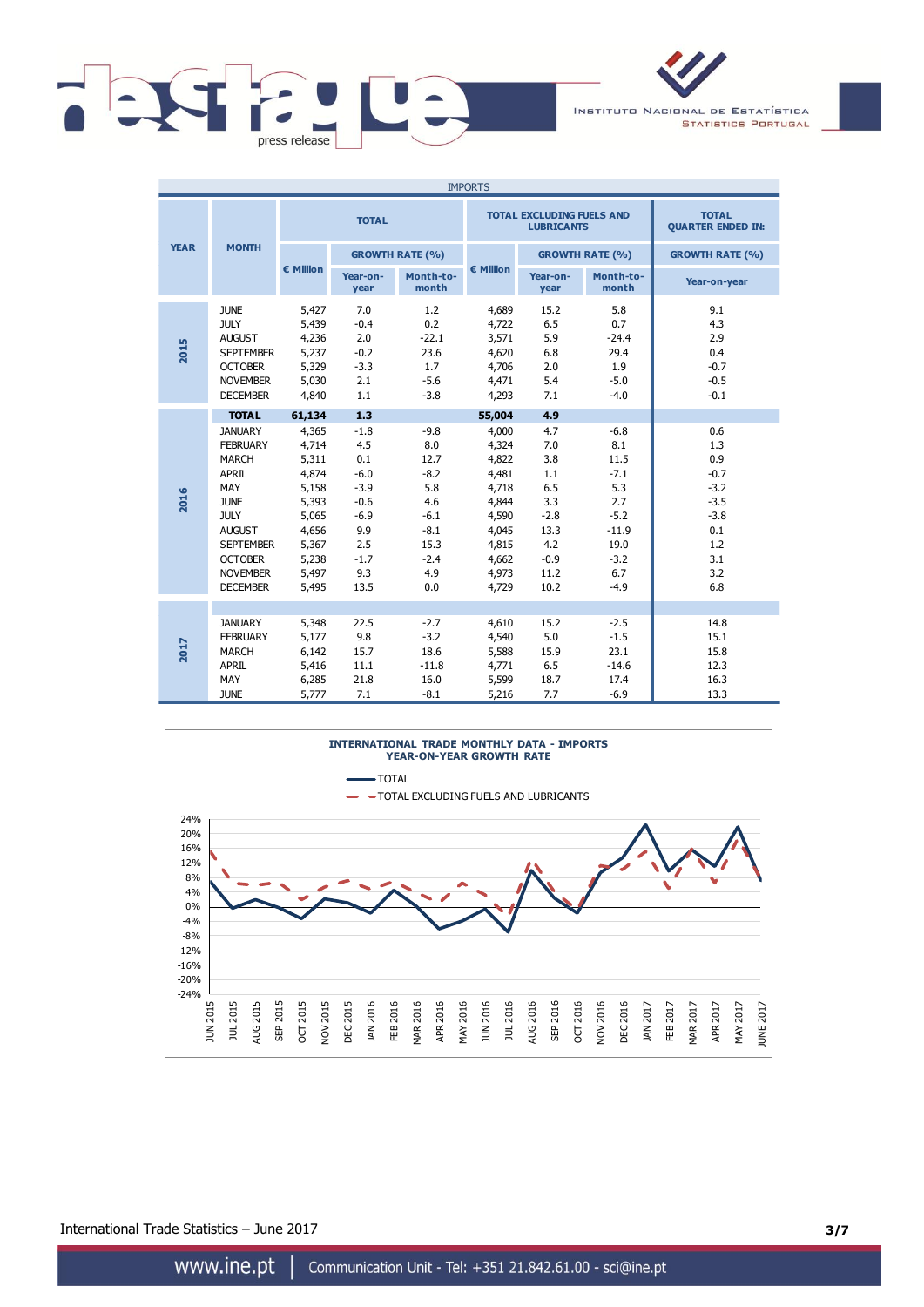IMPORTS

| YEAR | MONTH | TOTAL | | | TOTAL EXCLUDING FUELS AND LUBRICANTS | | | TOTAL QUARTER ENDED IN: |
|---|---|---|---|---|---|---|---|---|
| | | € Million | GROWTH RATE (%) | | € Million | GROWTH RATE (%) | | GROWTH RATE (%) |
| | | | Year-on-year | Month-to-month | | Year-on-year | Month-to-month | Year-on-year |
| 2015 | JUNE | 5,427 | 7.0 | 1.2 | 4,689 | 15.2 | 5.8 | 9.1 |
| | JULY | 5,439 | -0.4 | 0.2 | 4,722 | 6.5 | 0.7 | 4.3 |
| | AUGUST | 4,236 | 2.0 | -22.1 | 3,571 | 5.9 | -24.4 | 2.9 |
| | SEPTEMBER | 5,237 | -0.2 | 23.6 | 4,620 | 6.8 | 29.4 | 0.4 |
| | OCTOBER | 5,329 | -3.3 | 1.7 | 4,706 | 2.0 | 1.9 | -0.7 |
| | NOVEMBER | 5,030 | 2.1 | -5.6 | 4,471 | 5.4 | -5.0 | -0.5 |
| | DECEMBER | 4,840 | 1.1 | -3.8 | 4,293 | 7.1 | -4.0 | -0.1 |
| | **TOTAL** | **61,134** | **1.3** | | **55,004** | **4.9** | | |
| 2016 | JANUARY | 4,365 | -1.8 | -9.8 | 4,000 | 4.7 | -6.8 | 0.6 |
| | FEBRUARY | 4,714 | 4.5 | 8.0 | 4,324 | 7.0 | 8.1 | 1.3 |
| | MARCH | 5,311 | 0.1 | 12.7 | 4,822 | 3.8 | 11.5 | 0.9 |
| | APRIL | 4,874 | -6.0 | -8.2 | 4,481 | 1.1 | -7.1 | -0.7 |
| | MAY | 5,158 | -3.9 | 5.8 | 4,718 | 6.5 | 5.3 | -3.2 |
| | JUNE | 5,393 | -0.6 | 4.6 | 4,844 | 3.3 | 2.7 | -3.5 |
| | JULY | 5,065 | -6.9 | -6.1 | 4,590 | -2.8 | -5.2 | -3.8 |
| | AUGUST | 4,656 | 9.9 | -8.1 | 4,045 | 13.3 | -11.9 | 0.1 |
| | SEPTEMBER | 5,367 | 2.5 | 15.3 | 4,815 | 4.2 | 19.0 | 1.2 |
| | OCTOBER | 5,238 | -1.7 | -2.4 | 4,662 | -0.9 | -3.2 | 3.1 |
| | NOVEMBER | 5,497 | 9.3 | 4.9 | 4,973 | 11.2 | 6.7 | 3.2 |
| | DECEMBER | 5,495 | 13.5 | 0.0 | 4,729 | 10.2 | -4.9 | 6.8 |
| 2017 | JANUARY | 5,348 | 22.5 | -2.7 | 4,610 | 15.2 | -2.5 | 14.8 |
| | FEBRUARY | 5,177 | 9.8 | -3.2 | 4,540 | 5.0 | -1.5 | 15.1 |
| | MARCH | 6,142 | 15.7 | 18.6 | 5,588 | 15.9 | 23.1 | 15.8 |
| | APRIL | 5,416 | 11.1 | -11.8 | 4,771 | 6.5 | -14.6 | 12.3 |
| | MAY | 6,285 | 21.8 | 16.0 | 5,599 | 18.7 | 17.4 | 16.3 |
| | JUNE | 5,777 | 7.1 | -8.1 | 5,216 | 7.7 | -6.9 | 13.3 |

INTERNATIONAL TRADE MONTHLY DATA - IMPORTS
YEAR-ON-YEAR GROWTH RATE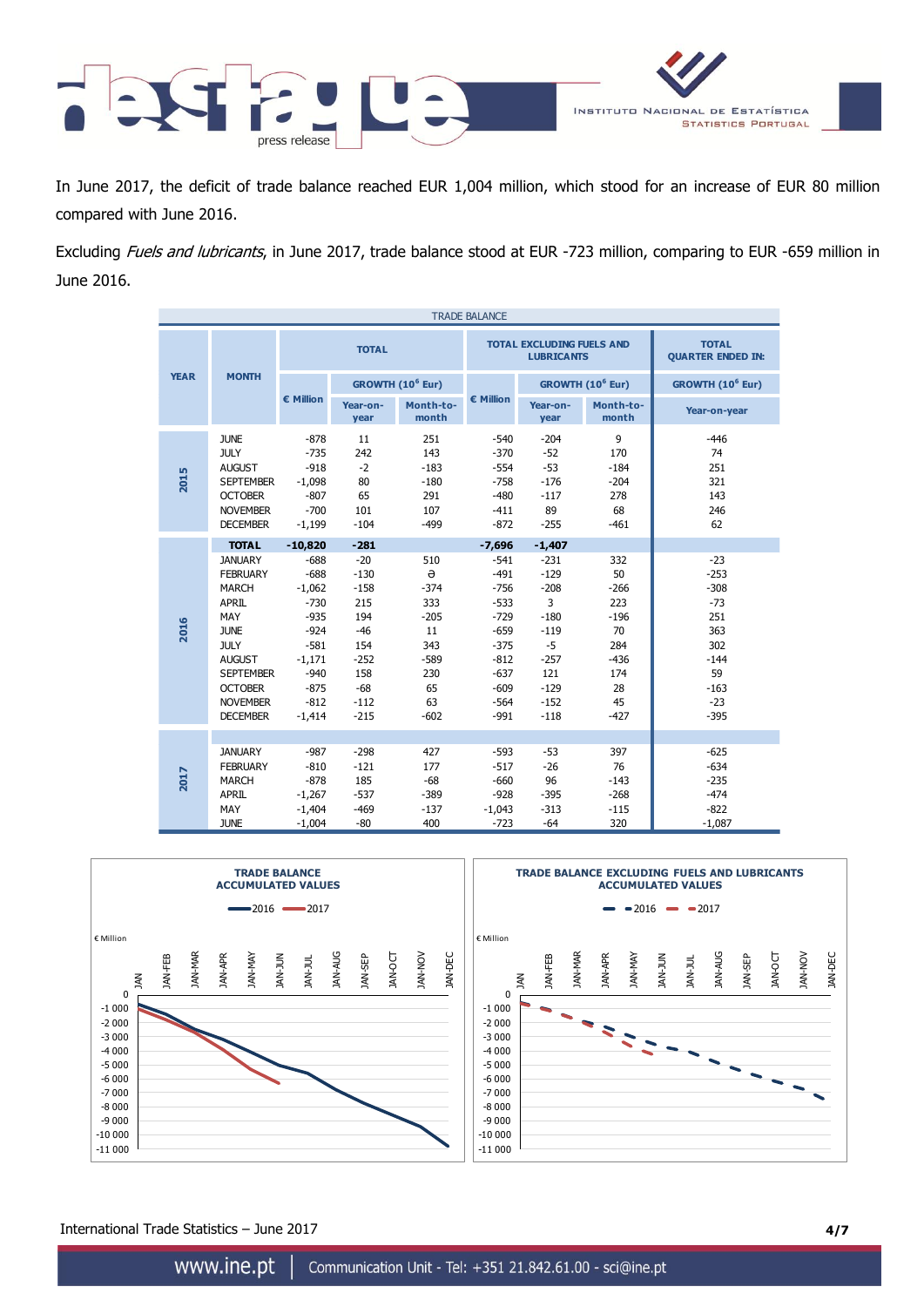In June 2017, the deficit of trade balance reached EUR 1,004 million, which stood for an increase of EUR 80 million compared with June 2016.

Excluding *Fuels and lubricants*, in June 2017, trade balance stood at EUR -723 million, comparing to EUR -659 million in June 2016.

TRADE BALANCE

| YEAR | MONTH | TOTAL | | | TOTAL EXCLUDING FUELS AND LUBRICANTS | | | TOTAL QUARTER ENDED IN: |
|---|---|---|---|---|---|---|---|---|
| | | € Million | GROWTH ($10^6$ Eur) | | € Million | GROWTH ($10^6$ Eur) | | GROWTH ($10^6$ Eur) |
| | | | Year-on-year | Month-to-month | | Year-on-year | Month-to-month | Year-on-year |
| 2015 | JUNE | -878 | 11 | 251 | -540 | -204 | 9 | -446 |
| | JULY | -735 | 242 | 143 | -370 | -52 | 170 | 74 |
| | AUGUST | -918 | -2 | -183 | -554 | -53 | -184 | 251 |
| | SEPTEMBER | -1,098 | 80 | -180 | -758 | -176 | -204 | 321 |
| | OCTOBER | -807 | 65 | 291 | -480 | -117 | 278 | 143 |
| | NOVEMBER | -700 | 101 | 107 | -411 | 89 | 68 | 246 |
| | DECEMBER | -1,199 | -104 | -499 | -872 | -255 | -461 | 62 |
| 2016 | **TOTAL** | **-10,820** | **-281** | | **-7,696** | **-1,407** | | |
| | JANUARY | -688 | -20 | 510 | -541 | -231 | 332 | -23 |
| | FEBRUARY | -688 | -130 | ə | -491 | -129 | 50 | -253 |
| | MARCH | -1,062 | -158 | -374 | -756 | -208 | -266 | -308 |
| | APRIL | -730 | 215 | 333 | -533 | 3 | 223 | -73 |
| | MAY | -935 | 194 | -205 | -729 | -180 | -196 | 251 |
| | JUNE | -924 | -46 | 11 | -659 | -119 | 70 | 363 |
| | JULY | -581 | 154 | 343 | -375 | -5 | 284 | 302 |
| | AUGUST | -1,171 | -252 | -589 | -812 | -257 | -436 | -144 |
| | SEPTEMBER | -940 | 158 | 230 | -637 | 121 | 174 | 59 |
| | OCTOBER | -875 | -68 | 65 | -609 | -129 | 28 | -163 |
| | NOVEMBER | -812 | -112 | 63 | -564 | -152 | 45 | -23 |
| | DECEMBER | -1,414 | -215 | -602 | -991 | -118 | -427 | -395 |
| 2017 | JANUARY | -987 | -298 | 427 | -593 | -53 | 397 | -625 |
| | FEBRUARY | -810 | -121 | 177 | -517 | -26 | 76 | -634 |
| | MARCH | -878 | 185 | -68 | -660 | 96 | -143 | -235 |
| | APRIL | -1,267 | -537 | -389 | -928 | -395 | -268 | -474 |
| | MAY | -1,404 | -469 | -137 | -1,043 | -313 | -115 | -822 |
| | JUNE | -1,004 | -80 | 400 | -723 | -64 | 320 | -1,087 |

**TRADE BALANCE ACCUMULATED VALUES**

**TRADE BALANCE EXCLUDING FUELS AND LUBRICANTS ACCUMULATED VALUES**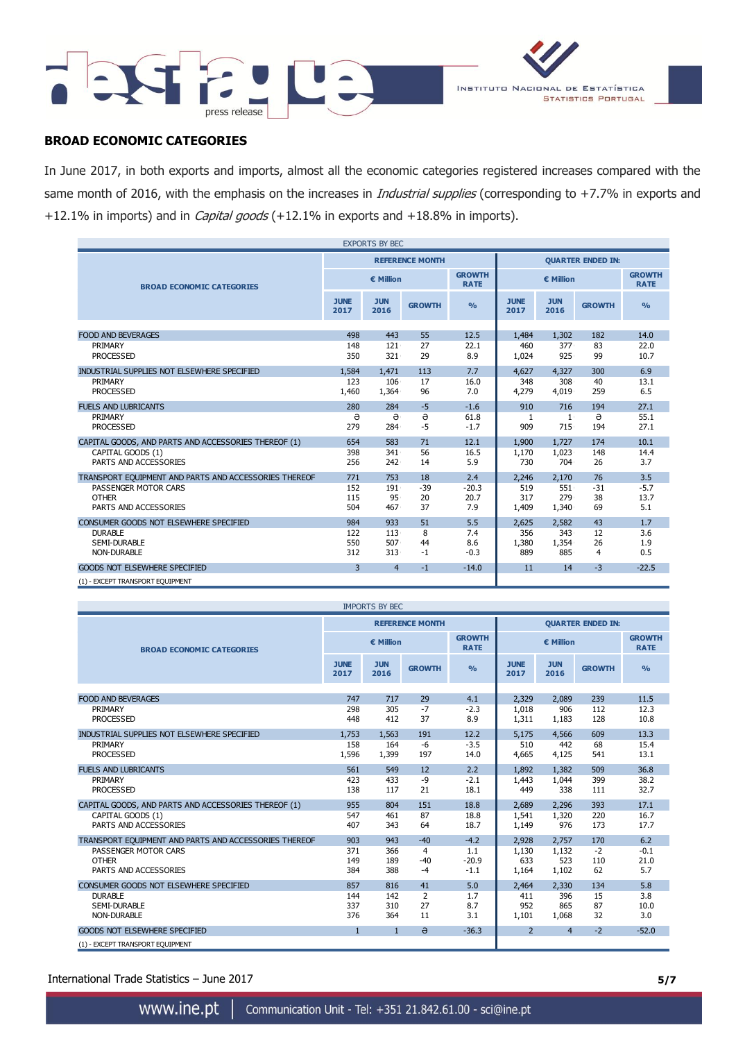## BROAD ECONOMIC CATEGORIES

In June 2017, in both exports and imports, almost all the economic categories registered increases compared with the same month of 2016, with the emphasis on the increases in *Industrial supplies* (corresponding to +7.7% in exports and +12.1% in imports) and in *Capital goods* (+12.1% in exports and +18.8% in imports).

EXPORTS BY BEC

| BROAD ECONOMIC CATEGORIES | REFERENCE MONTH | | | | QUARTER ENDED IN: | | | |
|---|---|---|---|---|---|---|---|---|
| | € Million | | | GROWTH RATE | € Million | | | GROWTH RATE |
| | JUNE 2017 | JUN 2016 | GROWTH | % | JUNE 2017 | JUN 2016 | GROWTH | % |
| FOOD AND BEVERAGES | 498 | 443 | 55 | 12.5 | 1,484 | 1,302 | 182 | 14.0 |
| PRIMARY | 148 | 121 | 27 | 22.1 | 460 | 377 | 83 | 22.0 |
| PROCESSED | 350 | 321 | 29 | 8.9 | 1,024 | 925 | 99 | 10.7 |
| INDUSTRIAL SUPPLIES NOT ELSEWHERE SPECIFIED | 1,584 | 1,471 | 113 | 7.7 | 4,627 | 4,327 | 300 | 6.9 |
| PRIMARY | 123 | 106 | 17 | 16.0 | 348 | 308 | 40 | 13.1 |
| PROCESSED | 1,460 | 1,364 | 96 | 7.0 | 4,279 | 4,019 | 259 | 6.5 |
| FUELS AND LUBRICANTS | 280 | 284 | -5 | -1.6 | 910 | 716 | 194 | 27.1 |
| PRIMARY | ə | ə | ə | 61.8 | 1 | 1 | ə | 55.1 |
| PROCESSED | 279 | 284 | -5 | -1.7 | 909 | 715 | 194 | 27.1 |
| CAPITAL GOODS, AND PARTS AND ACCESSORIES THEREOF (1) | 654 | 583 | 71 | 12.1 | 1,900 | 1,727 | 174 | 10.1 |
| CAPITAL GOODS (1) | 398 | 341 | 56 | 16.5 | 1,170 | 1,023 | 148 | 14.4 |
| PARTS AND ACCESSORIES | 256 | 242 | 14 | 5.9 | 730 | 704 | 26 | 3.7 |
| TRANSPORT EQUIPMENT AND PARTS AND ACCESSORIES THEREOF | 771 | 753 | 18 | 2.4 | 2,246 | 2,170 | 76 | 3.5 |
| PASSENGER MOTOR CARS | 152 | 191 | -39 | -20.3 | 519 | 551 | -31 | -5.7 |
| OTHER | 115 | 95 | 20 | 20.7 | 317 | 279 | 38 | 13.7 |
| PARTS AND ACCESSORIES | 504 | 467 | 37 | 7.9 | 1,409 | 1,340 | 69 | 5.1 |
| CONSUMER GOODS NOT ELSEWHERE SPECIFIED | 984 | 933 | 51 | 5.5 | 2,625 | 2,582 | 43 | 1.7 |
| DURABLE | 122 | 113 | 8 | 7.4 | 356 | 343 | 12 | 3.6 |
| SEMI-DURABLE | 550 | 507 | 44 | 8.6 | 1,380 | 1,354 | 26 | 1.9 |
| NON-DURABLE | 312 | 313 | -1 | -0.3 | 889 | 885 | 4 | 0.5 |
| GOODS NOT ELSEWHERE SPECIFIED | 3 | 4 | -1 | -14.0 | 11 | 14 | -3 | -22.5 |

(1) - EXCEPT TRANSPORT EQUIPMENT

IMPORTS BY BEC

| BROAD ECONOMIC CATEGORIES | REFERENCE MONTH | | | | QUARTER ENDED IN: | | | |
|---|---|---|---|---|---|---|---|---|
| | € Million | | | GROWTH RATE | € Million | | | GROWTH RATE |
| | JUNE 2017 | JUN 2016 | GROWTH | % | JUNE 2017 | JUN 2016 | GROWTH | % |
| FOOD AND BEVERAGES | 747 | 717 | 29 | 4.1 | 2,329 | 2,089 | 239 | 11.5 |
| PRIMARY | 298 | 305 | -7 | -2.3 | 1,018 | 906 | 112 | 12.3 |
| PROCESSED | 448 | 412 | 37 | 8.9 | 1,311 | 1,183 | 128 | 10.8 |
| INDUSTRIAL SUPPLIES NOT ELSEWHERE SPECIFIED | 1,753 | 1,563 | 191 | 12.2 | 5,175 | 4,566 | 609 | 13.3 |
| PRIMARY | 158 | 164 | -6 | -3.5 | 510 | 442 | 68 | 15.4 |
| PROCESSED | 1,596 | 1,399 | 197 | 14.0 | 4,665 | 4,125 | 541 | 13.1 |
| FUELS AND LUBRICANTS | 561 | 549 | 12 | 2.2 | 1,892 | 1,382 | 509 | 36.8 |
| PRIMARY | 423 | 433 | -9 | -2.1 | 1,443 | 1,044 | 399 | 38.2 |
| PROCESSED | 138 | 117 | 21 | 18.1 | 449 | 338 | 111 | 32.7 |
| CAPITAL GOODS, AND PARTS AND ACCESSORIES THEREOF (1) | 955 | 804 | 151 | 18.8 | 2,689 | 2,296 | 393 | 17.1 |
| CAPITAL GOODS (1) | 547 | 461 | 87 | 18.8 | 1,541 | 1,320 | 220 | 16.7 |
| PARTS AND ACCESSORIES | 407 | 343 | 64 | 18.7 | 1,149 | 976 | 173 | 17.7 |
| TRANSPORT EQUIPMENT AND PARTS AND ACCESSORIES THEREOF | 903 | 943 | -40 | -4.2 | 2,928 | 2,757 | 170 | 6.2 |
| PASSENGER MOTOR CARS | 371 | 366 | 4 | 1.1 | 1,130 | 1,132 | -2 | -0.1 |
| OTHER | 149 | 189 | -40 | -20.9 | 633 | 523 | 110 | 21.0 |
| PARTS AND ACCESSORIES | 384 | 388 | -4 | -1.1 | 1,164 | 1,102 | 62 | 5.7 |
| CONSUMER GOODS NOT ELSEWHERE SPECIFIED | 857 | 816 | 41 | 5.0 | 2,464 | 2,330 | 134 | 5.8 |
| DURABLE | 144 | 142 | 2 | 1.7 | 411 | 396 | 15 | 3.8 |
| SEMI-DURABLE | 337 | 310 | 27 | 8.7 | 952 | 865 | 87 | 10.0 |
| NON-DURABLE | 376 | 364 | 11 | 3.1 | 1,101 | 1,068 | 32 | 3.0 |
| GOODS NOT ELSEWHERE SPECIFIED | 1 | 1 | ə | -36.3 | 2 | 4 | -2 | -52.0 |

(1) - EXCEPT TRANSPORT EQUIPMENT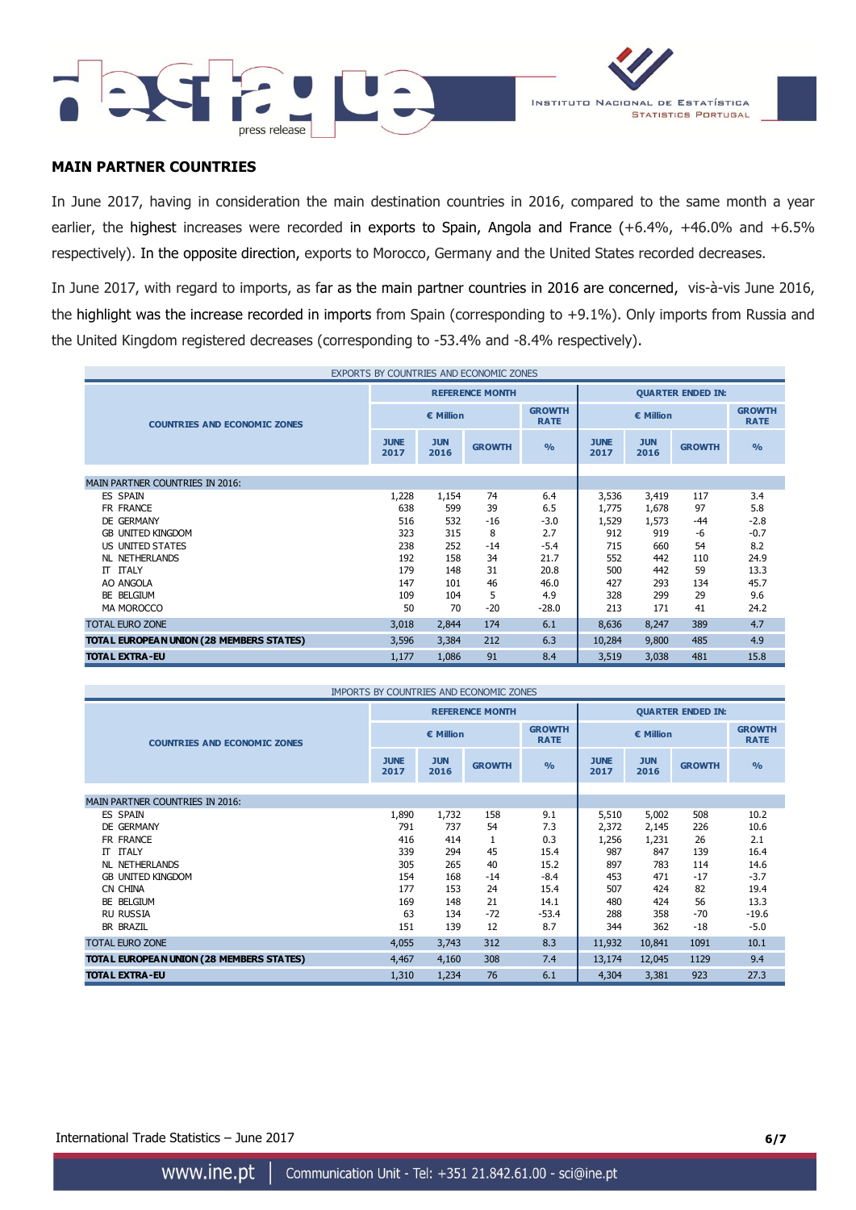## MAIN PARTNER COUNTRIES

In June 2017, having in consideration the main destination countries in 2016, compared to the same month a year earlier, the highest increases were recorded in exports to Spain, Angola and France (+6.4%, +46.0% and +6.5% respectively). In the opposite direction, exports to Morocco, Germany and the United States recorded decreases.

In June 2017, with regard to imports, as far as the main partner countries in 2016 are concerned, vis-à-vis June 2016, the highlight was the increase recorded in imports from Spain (corresponding to +9.1%). Only imports from Russia and the United Kingdom registered decreases (corresponding to -53.4% and -8.4% respectively).

EXPORTS BY COUNTRIES AND ECONOMIC ZONES

| COUNTRIES AND ECONOMIC ZONES | REFERENCE MONTH | | | | QUARTER ENDED IN: | | | |
|---|---|---|---|---|---|---|---|---|
| | € Million | | | GROWTH RATE | € Million | | | GROWTH RATE |
| | JUNE 2017 | JUN 2016 | GROWTH | % | JUNE 2017 | JUN 2016 | GROWTH | % |
| MAIN PARTNER COUNTRIES IN 2016: | | | | | | | | |
| ES SPAIN | 1,228 | 1,154 | 74 | 6.4 | 3,536 | 3,419 | 117 | 3.4 |
| FR FRANCE | 638 | 599 | 39 | 6.5 | 1,775 | 1,678 | 97 | 5.8 |
| DE GERMANY | 516 | 532 | -16 | -3.0 | 1,529 | 1,573 | -44 | -2.8 |
| GB UNITED KINGDOM | 323 | 315 | 8 | 2.7 | 912 | 919 | -6 | -0.7 |
| US UNITED STATES | 238 | 252 | -14 | -5.4 | 715 | 660 | 54 | 8.2 |
| NL NETHERLANDS | 192 | 158 | 34 | 21.7 | 552 | 442 | 110 | 24.9 |
| IT ITALY | 179 | 148 | 31 | 20.8 | 500 | 442 | 59 | 13.3 |
| AO ANGOLA | 147 | 101 | 46 | 46.0 | 427 | 293 | 134 | 45.7 |
| BE BELGIUM | 109 | 104 | 5 | 4.9 | 328 | 299 | 29 | 9.6 |
| MA MOROCCO | 50 | 70 | -20 | -28.0 | 213 | 171 | 41 | 24.2 |
| TOTAL EURO ZONE | 3,018 | 2,844 | 174 | 6.1 | 8,636 | 8,247 | 389 | 4.7 |
| **TOTAL EUROPEAN UNION (28 MEMBERS STATES)** | 3,596 | 3,384 | 212 | 6.3 | 10,284 | 9,800 | 485 | 4.9 |
| **TOTAL EXTRA-EU** | 1,177 | 1,086 | 91 | 8.4 | 3,519 | 3,038 | 481 | 15.8 |

IMPORTS BY COUNTRIES AND ECONOMIC ZONES

| COUNTRIES AND ECONOMIC ZONES | REFERENCE MONTH | | | | QUARTER ENDED IN: | | | |
|---|---|---|---|---|---|---|---|---|
| | € Million | | | GROWTH RATE | € Million | | | GROWTH RATE |
| | JUNE 2017 | JUN 2016 | GROWTH | % | JUNE 2017 | JUN 2016 | GROWTH | % |
| MAIN PARTNER COUNTRIES IN 2016: | | | | | | | | |
| ES SPAIN | 1,890 | 1,732 | 158 | 9.1 | 5,510 | 5,002 | 508 | 10.2 |
| DE GERMANY | 791 | 737 | 54 | 7.3 | 2,372 | 2,145 | 226 | 10.6 |
| FR FRANCE | 416 | 414 | 1 | 0.3 | 1,256 | 1,231 | 26 | 2.1 |
| IT ITALY | 339 | 294 | 45 | 15.4 | 987 | 847 | 139 | 16.4 |
| NL NETHERLANDS | 305 | 265 | 40 | 15.2 | 897 | 783 | 114 | 14.6 |
| GB UNITED KINGDOM | 154 | 168 | -14 | -8.4 | 453 | 471 | -17 | -3.7 |
| CN CHINA | 177 | 153 | 24 | 15.4 | 507 | 424 | 82 | 19.4 |
| BE BELGIUM | 169 | 148 | 21 | 14.1 | 480 | 424 | 56 | 13.3 |
| RU RUSSIA | 63 | 134 | -72 | -53.4 | 288 | 358 | -70 | -19.6 |
| BR BRAZIL | 151 | 139 | 12 | 8.7 | 344 | 362 | -18 | -5.0 |
| TOTAL EURO ZONE | 4,055 | 3,743 | 312 | 8.3 | 11,932 | 10,841 | 1091 | 10.1 |
| **TOTAL EUROPEAN UNION (28 MEMBERS STATES)** | 4,467 | 4,160 | 308 | 7.4 | 13,174 | 12,045 | 1129 | 9.4 |
| **TOTAL EXTRA-EU** | 1,310 | 1,234 | 76 | 6.1 | 4,304 | 3,381 | 923 | 27.3 |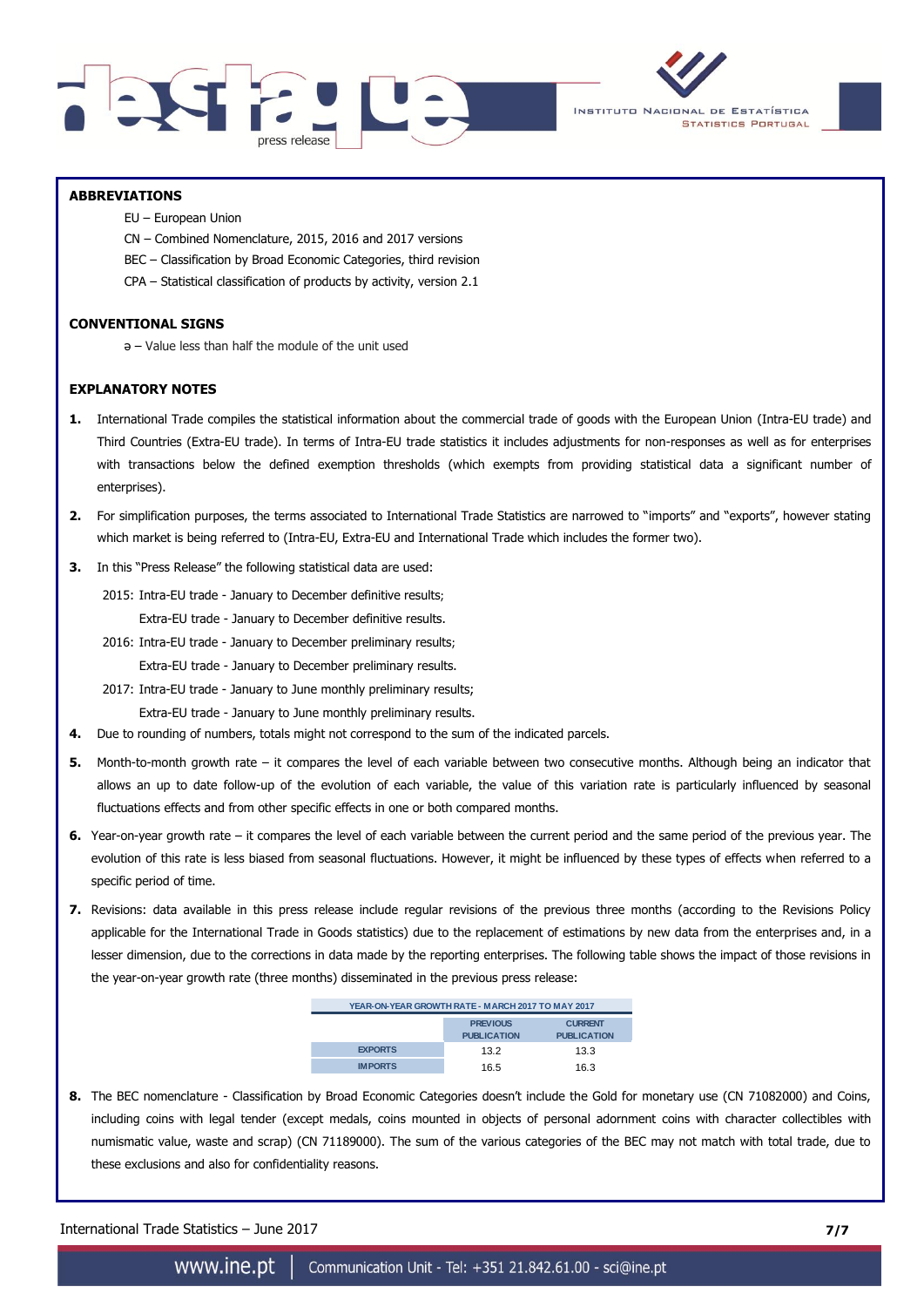## ABBREVIATIONS

EU – European Union

CN – Combined Nomenclature, 2015, 2016 and 2017 versions

BEC – Classification by Broad Economic Categories, third revision

CPA – Statistical classification of products by activity, version 2.1

## CONVENTIONAL SIGNS

ə – Value less than half the module of the unit used

## EXPLANATORY NOTES

1. International Trade compiles the statistical information about the commercial trade of goods with the European Union (Intra-EU trade) and Third Countries (Extra-EU trade). In terms of Intra-EU trade statistics it includes adjustments for non-responses as well as for enterprises with transactions below the defined exemption thresholds (which exempts from providing statistical data a significant number of enterprises).
2. For simplification purposes, the terms associated to International Trade Statistics are narrowed to "imports" and "exports", however stating which market is being referred to (Intra-EU, Extra-EU and International Trade which includes the former two).
3. In this "Press Release" the following statistical data are used:

   2015: Intra-EU trade - January to December definitive results;
   Extra-EU trade - January to December definitive results.

   2016: Intra-EU trade - January to December preliminary results;
   Extra-EU trade - January to December preliminary results.

   2017: Intra-EU trade - January to June monthly preliminary results;
   Extra-EU trade - January to June monthly preliminary results.
4. Due to rounding of numbers, totals might not correspond to the sum of the indicated parcels.
5. Month-to-month growth rate – it compares the level of each variable between two consecutive months. Although being an indicator that allows an up to date follow-up of the evolution of each variable, the value of this variation rate is particularly influenced by seasonal fluctuations effects and from other specific effects in one or both compared months.
6. Year-on-year growth rate – it compares the level of each variable between the current period and the same period of the previous year. The evolution of this rate is less biased from seasonal fluctuations. However, it might be influenced by these types of effects when referred to a specific period of time.
7. Revisions: data available in this press release include regular revisions of the previous three months (according to the Revisions Policy applicable for the International Trade in Goods statistics) due to the replacement of estimations by new data from the enterprises and, in a lesser dimension, due to the corrections in data made by the reporting enterprises. The following table shows the impact of those revisions in the year-on-year growth rate (three months) disseminated in the previous press release:

| YEAR-ON-YEAR GROWTH RATE - MARCH 2017 TO MAY 2017 | | |
|---|---|---|
| | PREVIOUS PUBLICATION | CURRENT PUBLICATION |
| EXPORTS | 13.2 | 13.3 |
| IMPORTS | 16.5 | 16.3 |

8. The BEC nomenclature - Classification by Broad Economic Categories doesn't include the Gold for monetary use (CN 71082000) and Coins, including coins with legal tender (except medals, coins mounted in objects of personal adornment coins with character collectibles with numismatic value, waste and scrap) (CN 71189000). The sum of the various categories of the BEC may not match with total trade, due to these exclusions and also for confidentiality reasons.